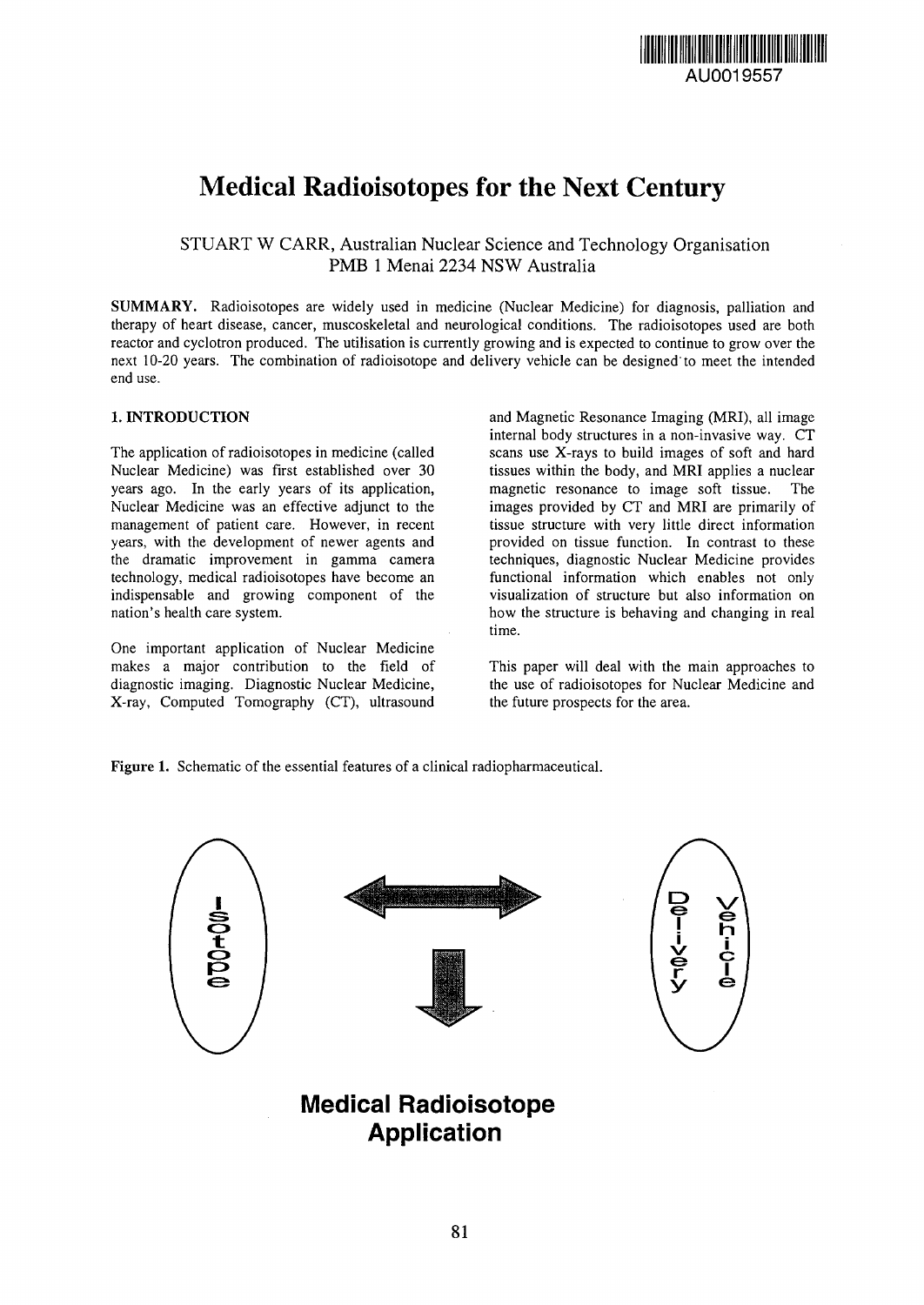AU0019557

# Medical Radioisotopes for the Next Century

STUART W CARR, Australian Nuclear Science and Technology Organisation
PMB 1 Menai 2234 NSW Australia

**SUMMARY.** Radioisotopes are widely used in medicine (Nuclear Medicine) for diagnosis, palliation and therapy of heart disease, cancer, muscoskeletal and neurological conditions. The radioisotopes used are both reactor and cyclotron produced. The utilisation is currently growing and is expected to continue to grow over the next 10-20 years. The combination of radioisotope and delivery vehicle can be designed to meet the intended end use.

## 1. INTRODUCTION

The application of radioisotopes in medicine (called Nuclear Medicine) was first established over 30 years ago. In the early years of its application, Nuclear Medicine was an effective adjunct to the management of patient care. However, in recent years, with the development of newer agents and the dramatic improvement in gamma camera technology, medical radioisotopes have become an indispensable and growing component of the nation's health care system.

One important application of Nuclear Medicine makes a major contribution to the field of diagnostic imaging. Diagnostic Nuclear Medicine, X-ray, Computed Tomography (CT), ultrasound and Magnetic Resonance Imaging (MRI), all image internal body structures in a non-invasive way. CT scans use X-rays to build images of soft and hard tissues within the body, and MRI applies a nuclear magnetic resonance to image soft tissue. The images provided by CT and MRI are primarily of tissue structure with very little direct information provided on tissue function. In contrast to these techniques, diagnostic Nuclear Medicine provides functional information which enables not only visualization of structure but also information on how the structure is behaving and changing in real time.

This paper will deal with the main approaches to the use of radioisotopes for Nuclear Medicine and the future prospects for the area.

**Figure 1.** Schematic of the essential features of a clinical radiopharmaceutical.

Isotope ⟷ Delivery Vehicle

↓

**Medical Radioisotope Application**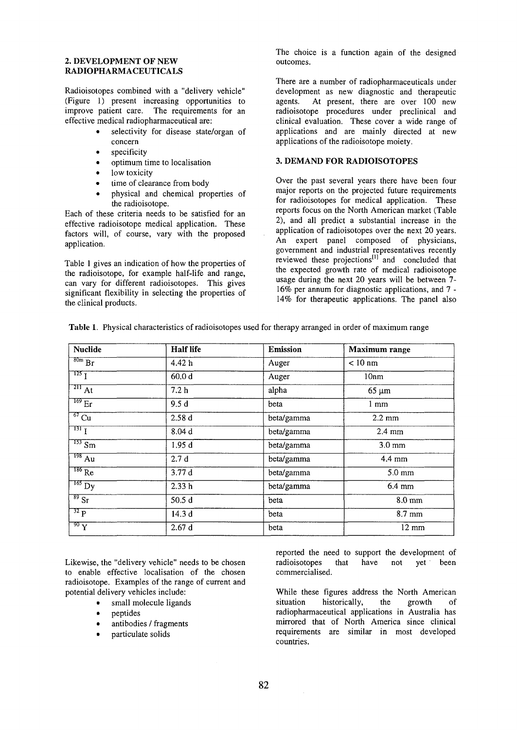## 2. DEVELOPMENT OF NEW RADIOPHARMACEUTICALS

Radioisotopes combined with a "delivery vehicle" (Figure 1) present increasing opportunities to improve patient care. The requirements for an effective medical radiopharmaceutical are:

- selectivity for disease state/organ of concern
- specificity
- optimum time to localisation
- low toxicity
- time of clearance from body
- physical and chemical properties of the radioisotope.

Each of these criteria needs to be satisfied for an effective radioisotope medical application. These factors will, of course, vary with the proposed application.

Table 1 gives an indication of how the properties of the radioisotope, for example half-life and range, can vary for different radioisotopes. This gives significant flexibility in selecting the properties of the clinical products.

**Table 1**. Physical characteristics of radioisotopes used for therapy arranged in order of maximum range

| Nuclide | Half life | Emission | Maximum range |
|---|---|---|---|
| $^{80m}Br$ | 4.42 h | Auger | < 10 nm |
| $^{125}I$ | 60.0 d | Auger | 10nm |
| $^{211}At$ | 7.2 h | alpha | 65 μm |
| $^{169}Er$ | 9.5 d | beta | 1 mm |
| $^{67}Cu$ | 2.58 d | beta/gamma | 2.2 mm |
| $^{131}I$ | 8.04 d | beta/gamma | 2.4 mm |
| $^{153}Sm$ | 1.95 d | beta/gamma | 3.0 mm |
| $^{198}Au$ | 2.7 d | beta/gamma | 4.4 mm |
| $^{186}Re$ | 3.77 d | beta/gamma | 5.0 mm |
| $^{165}Dy$ | 2.33 h | beta/gamma | 6.4 mm |
| $^{89}Sr$ | 50.5 d | beta | 8.0 mm |
| $^{32}P$ | 14.3 d | beta | 8.7 mm |
| $^{90}Y$ | 2.67 d | beta | 12 mm |

Likewise, the "delivery vehicle" needs to be chosen to enable effective localisation of the chosen radioisotope. Examples of the range of current and potential delivery vehicles include:

- small molecule ligands
- peptides
- antibodies / fragments
- particulate solids

The choice is a function again of the designed outcomes.

There are a number of radiopharmaceuticals under development as new diagnostic and therapeutic agents. At present, there are over 100 new radioisotope procedures under preclinical and clinical evaluation. These cover a wide range of applications and are mainly directed at new applications of the radioisotope moiety.

## 3. DEMAND FOR RADIOISOTOPES

Over the past several years there have been four major reports on the projected future requirements for radioisotopes for medical application. These reports focus on the North American market (Table 2), and all predict a substantial increase in the application of radioisotopes over the next 20 years. An expert panel composed of physicians, government and industrial representatives recently reviewed these projections[1] and concluded that the expected growth rate of medical radioisotope usage during the next 20 years will be between 7-16% per annum for diagnostic applications, and 7 - 14% for therapeutic applications. The panel also reported the need to support the development of radioisotopes that have not yet been commercialised.

While these figures address the North American situation historically, the growth of radiopharmaceutical applications in Australia has mirrored that of North America since clinical requirements are similar in most developed countries.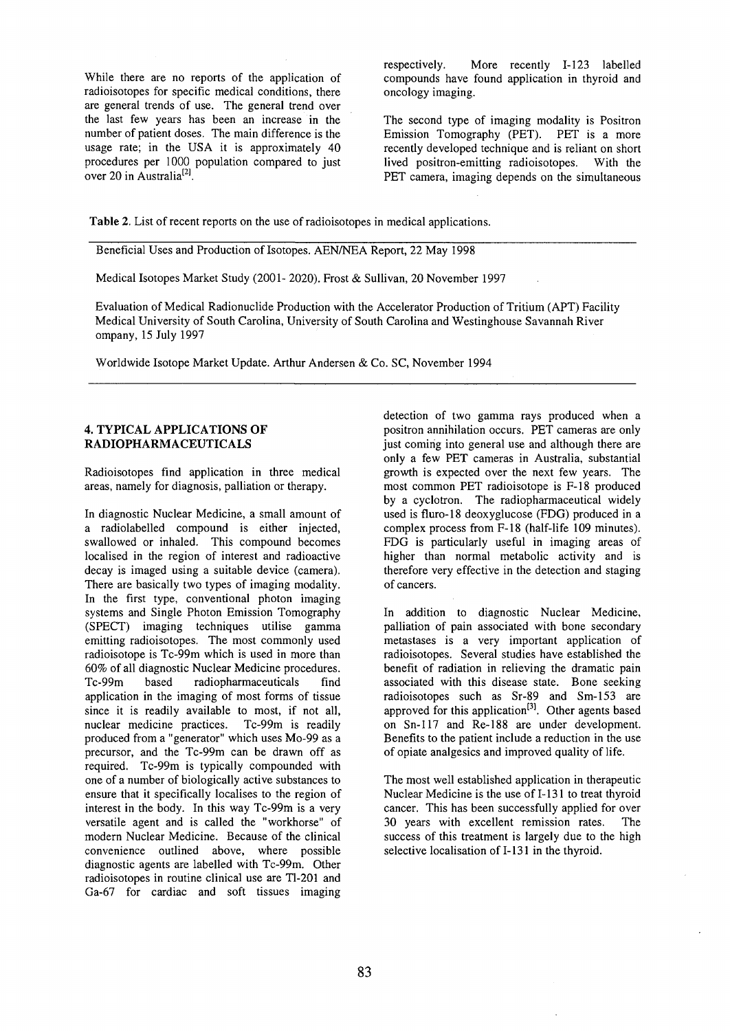While there are no reports of the application of radioisotopes for specific medical conditions, there are general trends of use. The general trend over the last few years has been an increase in the number of patient doses. The main difference is the usage rate; in the USA it is approximately 40 procedures per 1000 population compared to just over 20 in Australia[2].

**Table 2.** List of recent reports on the use of radioisotopes in medical applications.

| |
|---|
| Beneficial Uses and Production of Isotopes. AEN/NEA Report, 22 May 1998 |
| Medical Isotopes Market Study (2001- 2020). Frost & Sullivan, 20 November 1997 |
| Evaluation of Medical Radionuclide Production with the Accelerator Production of Tritium (APT) Facility Medical University of South Carolina, University of South Carolina and Westinghouse Savannah River ompany, 15 July 1997 |
| Worldwide Isotope Market Update. Arthur Andersen & Co. SC, November 1994 |

## 4. TYPICAL APPLICATIONS OF RADIOPHARMACEUTICALS

Radioisotopes find application in three medical areas, namely for diagnosis, palliation or therapy.

In diagnostic Nuclear Medicine, a small amount of a radiolabelled compound is either injected, swallowed or inhaled. This compound becomes localised in the region of interest and radioactive decay is imaged using a suitable device (camera). There are basically two types of imaging modality. In the first type, conventional photon imaging systems and Single Photon Emission Tomography (SPECT) imaging techniques utilise gamma emitting radioisotopes. The most commonly used radioisotope is Tc-99m which is used in more than 60% of all diagnostic Nuclear Medicine procedures. Tc-99m based radiopharmaceuticals find application in the imaging of most forms of tissue since it is readily available to most, if not all, nuclear medicine practices. Tc-99m is readily produced from a "generator" which uses Mo-99 as a precursor, and the Tc-99m can be drawn off as required. Tc-99m is typically compounded with one of a number of biologically active substances to ensure that it specifically localises to the region of interest in the body. In this way Tc-99m is a very versatile agent and is called the "workhorse" of modern Nuclear Medicine. Because of the clinical convenience outlined above, where possible diagnostic agents are labelled with Tc-99m. Other radioisotopes in routine clinical use are Tl-201 and Ga-67 for cardiac and soft tissues imaging respectively. More recently I-123 labelled compounds have found application in thyroid and oncology imaging.

The second type of imaging modality is Positron Emission Tomography (PET). PET is a more recently developed technique and is reliant on short lived positron-emitting radioisotopes. With the PET camera, imaging depends on the simultaneous detection of two gamma rays produced when a positron annihilation occurs. PET cameras are only just coming into general use and although there are only a few PET cameras in Australia, substantial growth is expected over the next few years. The most common PET radioisotope is F-18 produced by a cyclotron. The radiopharmaceutical widely used is fluro-18 deoxyglucose (FDG) produced in a complex process from F-18 (half-life 109 minutes). FDG is particularly useful in imaging areas of higher than normal metabolic activity and is therefore very effective in the detection and staging of cancers.

In addition to diagnostic Nuclear Medicine, palliation of pain associated with bone secondary metastases is a very important application of radioisotopes. Several studies have established the benefit of radiation in relieving the dramatic pain associated with this disease state. Bone seeking radioisotopes such as Sr-89 and Sm-153 are approved for this application[3]. Other agents based on Sn-117 and Re-188 are under development. Benefits to the patient include a reduction in the use of opiate analgesics and improved quality of life.

The most well established application in therapeutic Nuclear Medicine is the use of I-131 to treat thyroid cancer. This has been successfully applied for over 30 years with excellent remission rates. The success of this treatment is largely due to the high selective localisation of I-131 in the thyroid.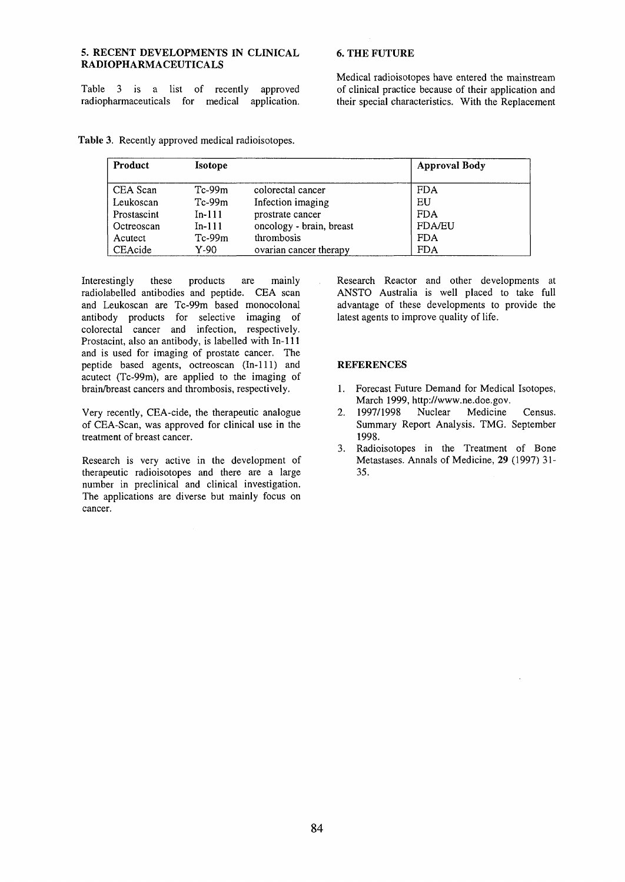## 5. RECENT DEVELOPMENTS IN CLINICAL RADIOPHARMACEUTICALS

Table 3 is a list of recently approved radiopharmaceuticals for medical application.

**Table 3**. Recently approved medical radioisotopes.

| Product | Isotope | | Approval Body |
|---|---|---|---|
| CEA Scan | Tc-99m | colorectal cancer | FDA |
| Leukoscan | Tc-99m | Infection imaging | EU |
| Prostascint | In-111 | prostrate cancer | FDA |
| Octreoscan | In-111 | oncology - brain, breast | FDA/EU |
| Acutect | Tc-99m | thrombosis | FDA |
| CEAcide | Y-90 | ovarian cancer therapy | FDA |

Interestingly these products are mainly radiolabelled antibodies and peptide. CEA scan and Leukoscan are Tc-99m based monocolonal antibody products for selective imaging of colorectal cancer and infection, respectively. Prostacint, also an antibody, is labelled with In-111 and is used for imaging of prostate cancer. The peptide based agents, octreoscan (In-111) and acutect (Tc-99m), are applied to the imaging of brain/breast cancers and thrombosis, respectively.

Very recently, CEA-cide, the therapeutic analogue of CEA-Scan, was approved for clinical use in the treatment of breast cancer.

Research is very active in the development of therapeutic radioisotopes and there are a large number in preclinical and clinical investigation. The applications are diverse but mainly focus on cancer.

## 6. THE FUTURE

Medical radioisotopes have entered the mainstream of clinical practice because of their application and their special characteristics. With the Replacement Research Reactor and other developments at ANSTO Australia is well placed to take full advantage of these developments to provide the latest agents to improve quality of life.

## REFERENCES

1. Forecast Future Demand for Medical Isotopes, March 1999, http://www.ne.doe.gov.
2. 1997/1998 Nuclear Medicine Census. Summary Report Analysis. TMG. September 1998.
3. Radioisotopes in the Treatment of Bone Metastases. Annals of Medicine, **29** (1997) 31-35.